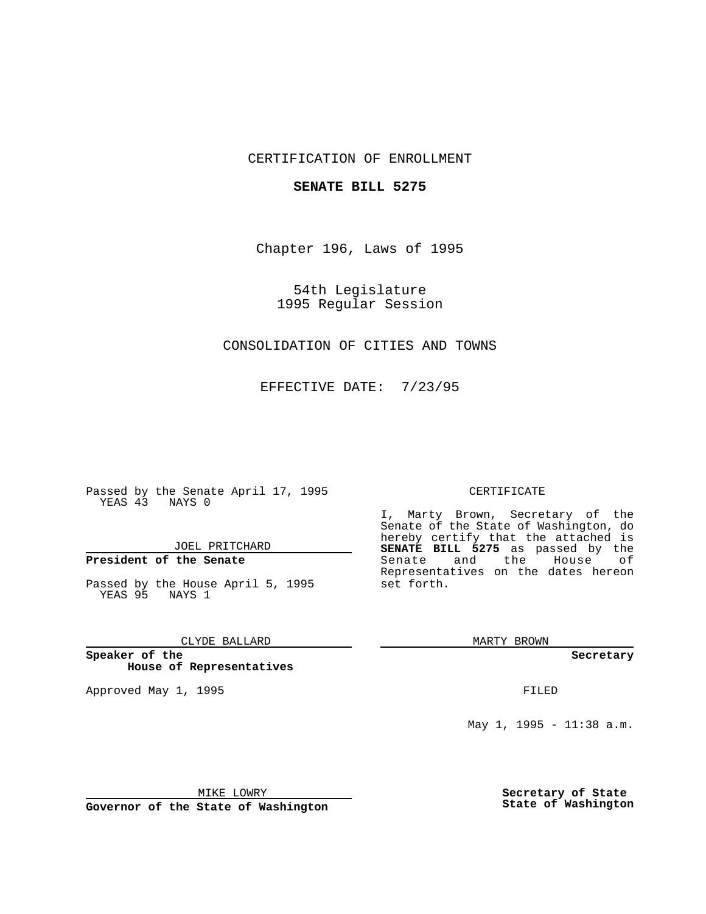CERTIFICATION OF ENROLLMENT

**SENATE BILL 5275**

Chapter 196, Laws of 1995

54th Legislature
1995 Regular Session

CONSOLIDATION OF CITIES AND TOWNS

EFFECTIVE DATE: 7/23/95

Passed by the Senate April 17, 1995
YEAS 43 NAYS 0

JOEL PRITCHARD

**President of the Senate**

Passed by the House April 5, 1995
YEAS 95 NAYS 1

CLYDE BALLARD

**Speaker of the House of Representatives**

Approved May 1, 1995

MIKE LOWRY

**Governor of the State of Washington**

CERTIFICATE

I, Marty Brown, Secretary of the Senate of the State of Washington, do hereby certify that the attached is **SENATE BILL 5275** as passed by the Senate and the House of Representatives on the dates hereon set forth.

MARTY BROWN

**Secretary**

FILED

May 1, 1995 - 11:38 a.m.

**Secretary of State**
**State of Washington**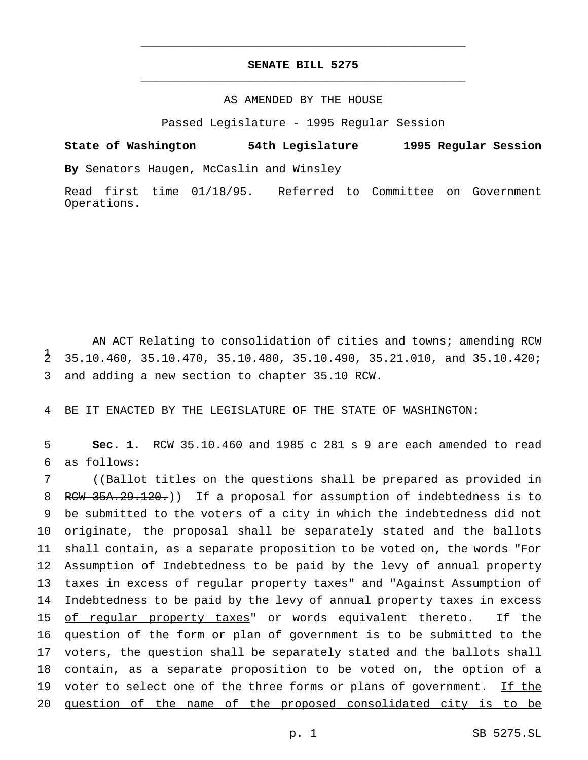# SENATE BILL 5275

AS AMENDED BY THE HOUSE

Passed Legislature - 1995 Regular Session

**State of Washington 54th Legislature 1995 Regular Session**

**By** Senators Haugen, McCaslin and Winsley

Read first time 01/18/95. Referred to Committee on Government Operations.

AN ACT Relating to consolidation of cities and towns; amending RCW 35.10.460, 35.10.470, 35.10.480, 35.10.490, 35.21.010, and 35.10.420; and adding a new section to chapter 35.10 RCW.

BE IT ENACTED BY THE LEGISLATURE OF THE STATE OF WASHINGTON:

**Sec. 1.** RCW 35.10.460 and 1985 c 281 s 9 are each amended to read as follows:

((~~Ballot titles on the questions shall be prepared as provided in RCW 35A.29.120.~~)) If a proposal for assumption of indebtedness is to be submitted to the voters of a city in which the indebtedness did not originate, the proposal shall be separately stated and the ballots shall contain, as a separate proposition to be voted on, the words "For Assumption of Indebtedness <u>to be paid by the levy of annual property taxes in excess of regular property taxes</u>" and "Against Assumption of Indebtedness <u>to be paid by the levy of annual property taxes in excess of regular property taxes</u>" or words equivalent thereto. If the question of the form or plan of government is to be submitted to the voters, the question shall be separately stated and the ballots shall contain, as a separate proposition to be voted on, the option of a voter to select one of the three forms or plans of government. <u>If the question of the name of the proposed consolidated city is to be</u>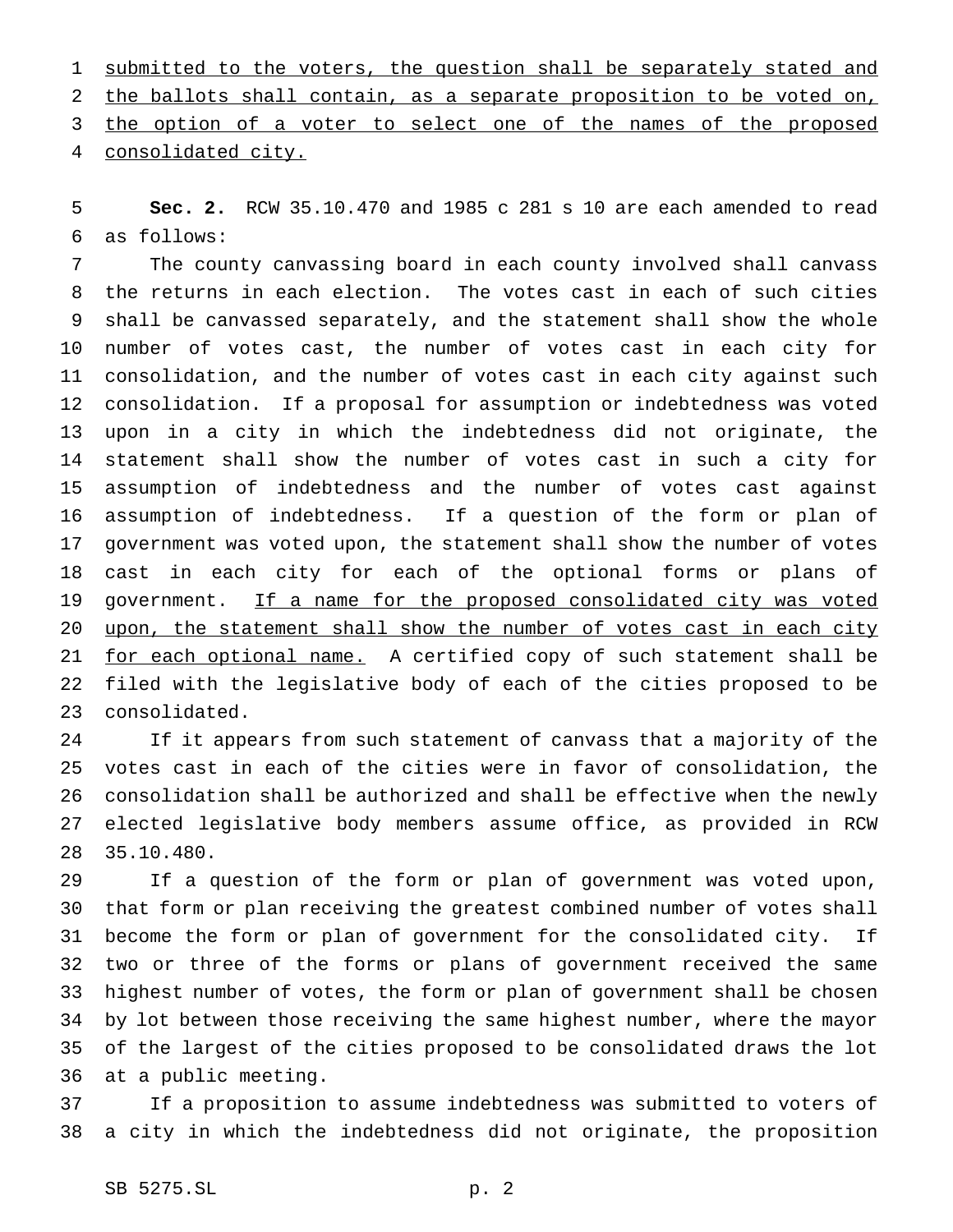submitted to the voters, the question shall be separately stated and the ballots shall contain, as a separate proposition to be voted on, the option of a voter to select one of the names of the proposed consolidated city.

**Sec. 2.** RCW 35.10.470 and 1985 c 281 s 10 are each amended to read as follows:

The county canvassing board in each county involved shall canvass the returns in each election. The votes cast in each of such cities shall be canvassed separately, and the statement shall show the whole number of votes cast, the number of votes cast in each city for consolidation, and the number of votes cast in each city against such consolidation. If a proposal for assumption or indebtedness was voted upon in a city in which the indebtedness did not originate, the statement shall show the number of votes cast in such a city for assumption of indebtedness and the number of votes cast against assumption of indebtedness. If a question of the form or plan of government was voted upon, the statement shall show the number of votes cast in each city for each of the optional forms or plans of government. If a name for the proposed consolidated city was voted upon, the statement shall show the number of votes cast in each city for each optional name. A certified copy of such statement shall be filed with the legislative body of each of the cities proposed to be consolidated.

If it appears from such statement of canvass that a majority of the votes cast in each of the cities were in favor of consolidation, the consolidation shall be authorized and shall be effective when the newly elected legislative body members assume office, as provided in RCW 35.10.480.

If a question of the form or plan of government was voted upon, that form or plan receiving the greatest combined number of votes shall become the form or plan of government for the consolidated city. If two or three of the forms or plans of government received the same highest number of votes, the form or plan of government shall be chosen by lot between those receiving the same highest number, where the mayor of the largest of the cities proposed to be consolidated draws the lot at a public meeting.

If a proposition to assume indebtedness was submitted to voters of a city in which the indebtedness did not originate, the proposition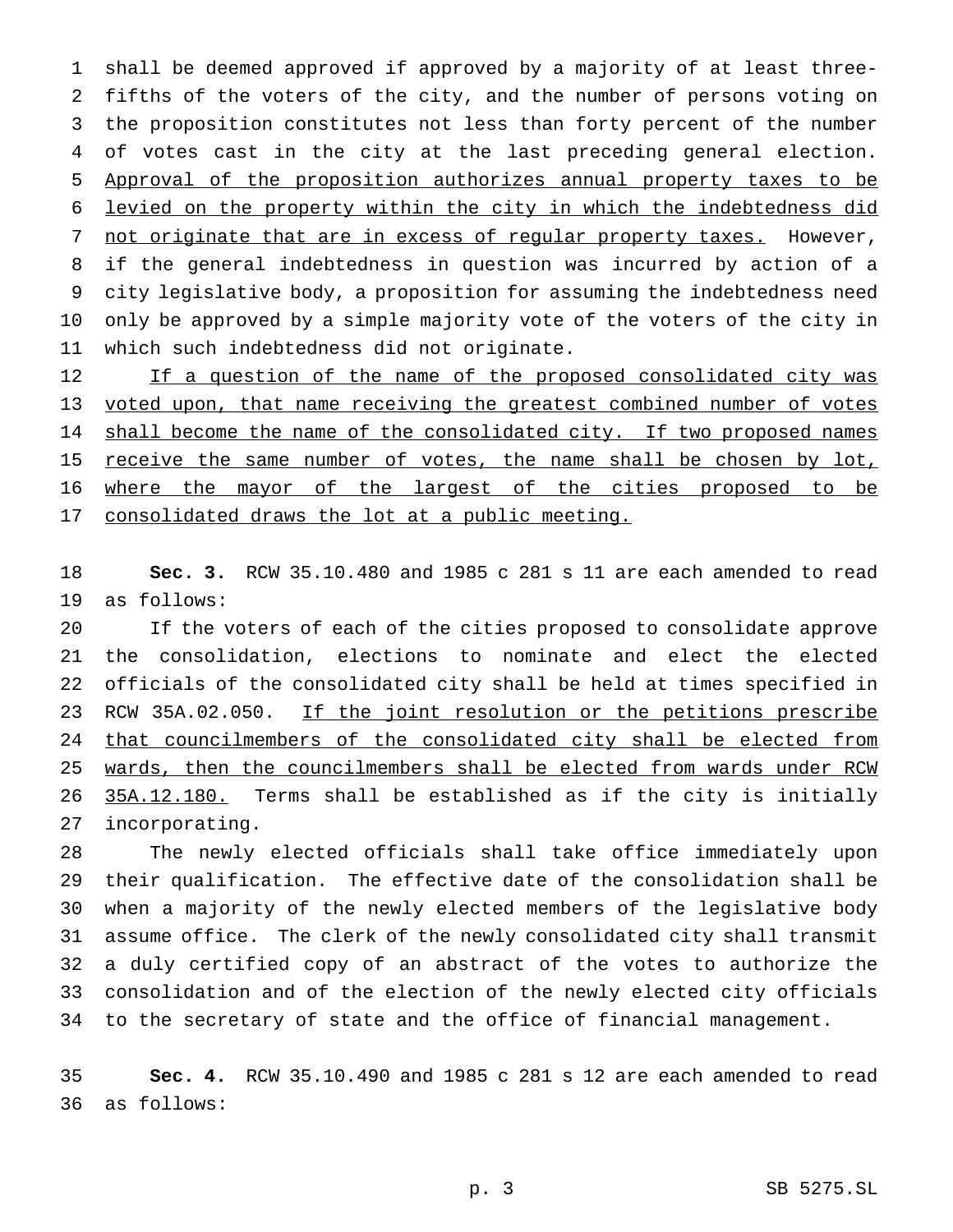shall be deemed approved if approved by a majority of at least three-fifths of the voters of the city, and the number of persons voting on the proposition constitutes not less than forty percent of the number of votes cast in the city at the last preceding general election. <u>Approval of the proposition authorizes annual property taxes to be levied on the property within the city in which the indebtedness did not originate that are in excess of regular property taxes.</u> However, if the general indebtedness in question was incurred by action of a city legislative body, a proposition for assuming the indebtedness need only be approved by a simple majority vote of the voters of the city in which such indebtedness did not originate.

<u>If a question of the name of the proposed consolidated city was voted upon, that name receiving the greatest combined number of votes shall become the name of the consolidated city. If two proposed names receive the same number of votes, the name shall be chosen by lot, where the mayor of the largest of the cities proposed to be consolidated draws the lot at a public meeting.</u>

**Sec. 3.** RCW 35.10.480 and 1985 c 281 s 11 are each amended to read as follows:

If the voters of each of the cities proposed to consolidate approve the consolidation, elections to nominate and elect the elected officials of the consolidated city shall be held at times specified in RCW 35A.02.050. <u>If the joint resolution or the petitions prescribe that councilmembers of the consolidated city shall be elected from wards, then the councilmembers shall be elected from wards under RCW 35A.12.180.</u> Terms shall be established as if the city is initially incorporating.

The newly elected officials shall take office immediately upon their qualification. The effective date of the consolidation shall be when a majority of the newly elected members of the legislative body assume office. The clerk of the newly consolidated city shall transmit a duly certified copy of an abstract of the votes to authorize the consolidation and of the election of the newly elected city officials to the secretary of state and the office of financial management.

**Sec. 4.** RCW 35.10.490 and 1985 c 281 s 12 are each amended to read as follows: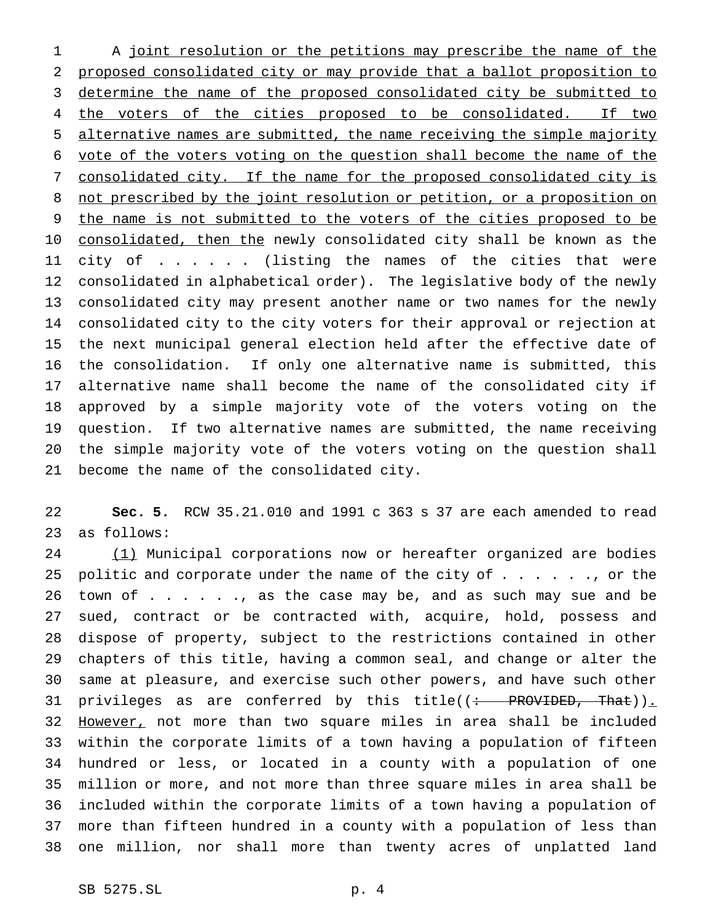A joint resolution or the petitions may prescribe the name of the proposed consolidated city or may provide that a ballot proposition to determine the name of the proposed consolidated city be submitted to the voters of the cities proposed to be consolidated. If two alternative names are submitted, the name receiving the simple majority vote of the voters voting on the question shall become the name of the consolidated city. If the name for the proposed consolidated city is not prescribed by the joint resolution or petition, or a proposition on the name is not submitted to the voters of the cities proposed to be consolidated, then the newly consolidated city shall be known as the city of . . . . . . (listing the names of the cities that were consolidated in alphabetical order). The legislative body of the newly consolidated city may present another name or two names for the newly consolidated city to the city voters for their approval or rejection at the next municipal general election held after the effective date of the consolidation. If only one alternative name is submitted, this alternative name shall become the name of the consolidated city if approved by a simple majority vote of the voters voting on the question. If two alternative names are submitted, the name receiving the simple majority vote of the voters voting on the question shall become the name of the consolidated city.

**Sec. 5.** RCW 35.21.010 and 1991 c 363 s 37 are each amended to read as follows:

(1) Municipal corporations now or hereafter organized are bodies politic and corporate under the name of the city of . . . . . ., or the town of . . . . . ., as the case may be, and as such may sue and be sued, contract or be contracted with, acquire, hold, possess and dispose of property, subject to the restrictions contained in other chapters of this title, having a common seal, and change or alter the same at pleasure, and exercise such other powers, and have such other privileges as are conferred by this title((~~: PROVIDED, That~~)). However, not more than two square miles in area shall be included within the corporate limits of a town having a population of fifteen hundred or less, or located in a county with a population of one million or more, and not more than three square miles in area shall be included within the corporate limits of a town having a population of more than fifteen hundred in a county with a population of less than one million, nor shall more than twenty acres of unplatted land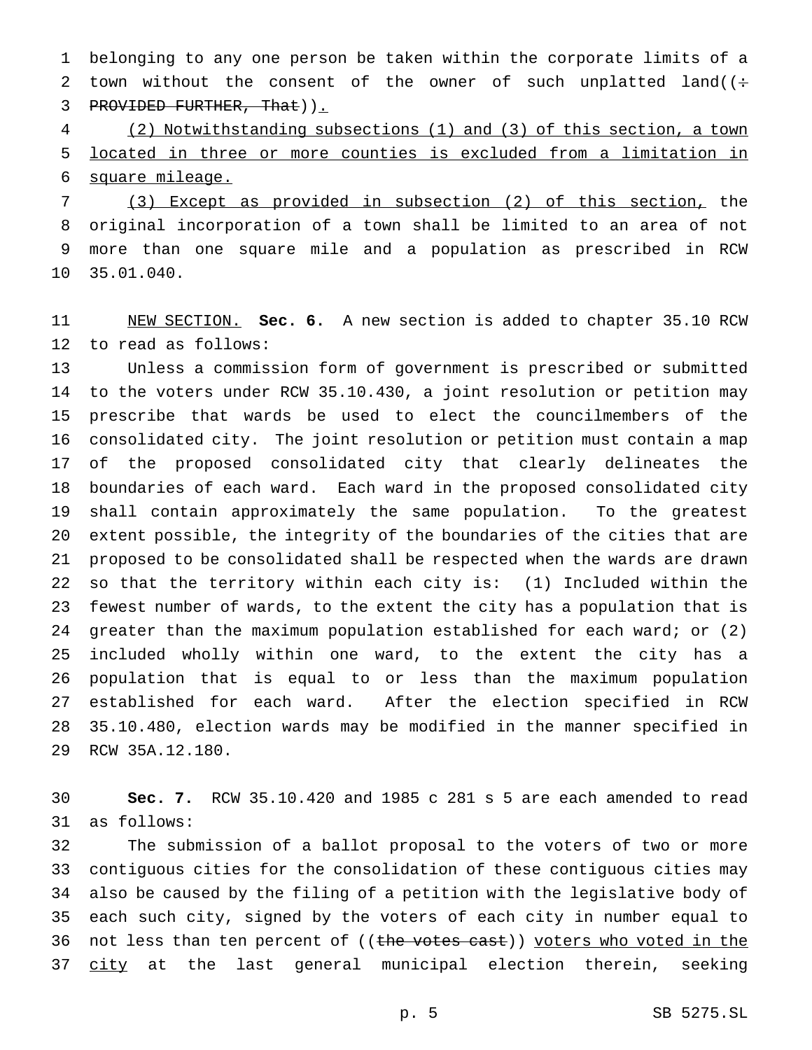belonging to any one person be taken within the corporate limits of a town without the consent of the owner of such unplatted land((~~: PROVIDED FURTHER, That~~)).

(2) Notwithstanding subsections (1) and (3) of this section, a town located in three or more counties is excluded from a limitation in square mileage.

(3) Except as provided in subsection (2) of this section, the original incorporation of a town shall be limited to an area of not more than one square mile and a population as prescribed in RCW 35.01.040.

NEW SECTION. **Sec. 6.** A new section is added to chapter 35.10 RCW to read as follows:

Unless a commission form of government is prescribed or submitted to the voters under RCW 35.10.430, a joint resolution or petition may prescribe that wards be used to elect the councilmembers of the consolidated city. The joint resolution or petition must contain a map of the proposed consolidated city that clearly delineates the boundaries of each ward. Each ward in the proposed consolidated city shall contain approximately the same population. To the greatest extent possible, the integrity of the boundaries of the cities that are proposed to be consolidated shall be respected when the wards are drawn so that the territory within each city is: (1) Included within the fewest number of wards, to the extent the city has a population that is greater than the maximum population established for each ward; or (2) included wholly within one ward, to the extent the city has a population that is equal to or less than the maximum population established for each ward. After the election specified in RCW 35.10.480, election wards may be modified in the manner specified in RCW 35A.12.180.

**Sec. 7.** RCW 35.10.420 and 1985 c 281 s 5 are each amended to read as follows:

The submission of a ballot proposal to the voters of two or more contiguous cities for the consolidation of these contiguous cities may also be caused by the filing of a petition with the legislative body of each such city, signed by the voters of each city in number equal to not less than ten percent of ((~~the votes cast~~)) voters who voted in the city at the last general municipal election therein, seeking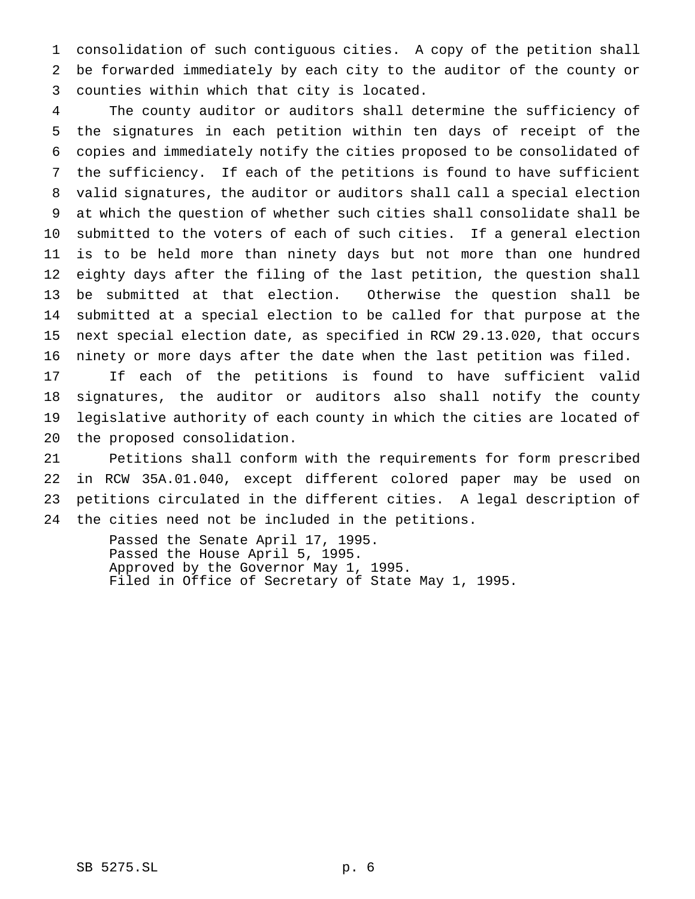consolidation of such contiguous cities. A copy of the petition shall be forwarded immediately by each city to the auditor of the county or counties within which that city is located.

The county auditor or auditors shall determine the sufficiency of the signatures in each petition within ten days of receipt of the copies and immediately notify the cities proposed to be consolidated of the sufficiency. If each of the petitions is found to have sufficient valid signatures, the auditor or auditors shall call a special election at which the question of whether such cities shall consolidate shall be submitted to the voters of each of such cities. If a general election is to be held more than ninety days but not more than one hundred eighty days after the filing of the last petition, the question shall be submitted at that election. Otherwise the question shall be submitted at a special election to be called for that purpose at the next special election date, as specified in RCW 29.13.020, that occurs ninety or more days after the date when the last petition was filed.

If each of the petitions is found to have sufficient valid signatures, the auditor or auditors also shall notify the county legislative authority of each county in which the cities are located of the proposed consolidation.

Petitions shall conform with the requirements for form prescribed in RCW 35A.01.040, except different colored paper may be used on petitions circulated in the different cities. A legal description of the cities need not be included in the petitions.

Passed the Senate April 17, 1995.
Passed the House April 5, 1995.
Approved by the Governor May 1, 1995.
Filed in Office of Secretary of State May 1, 1995.